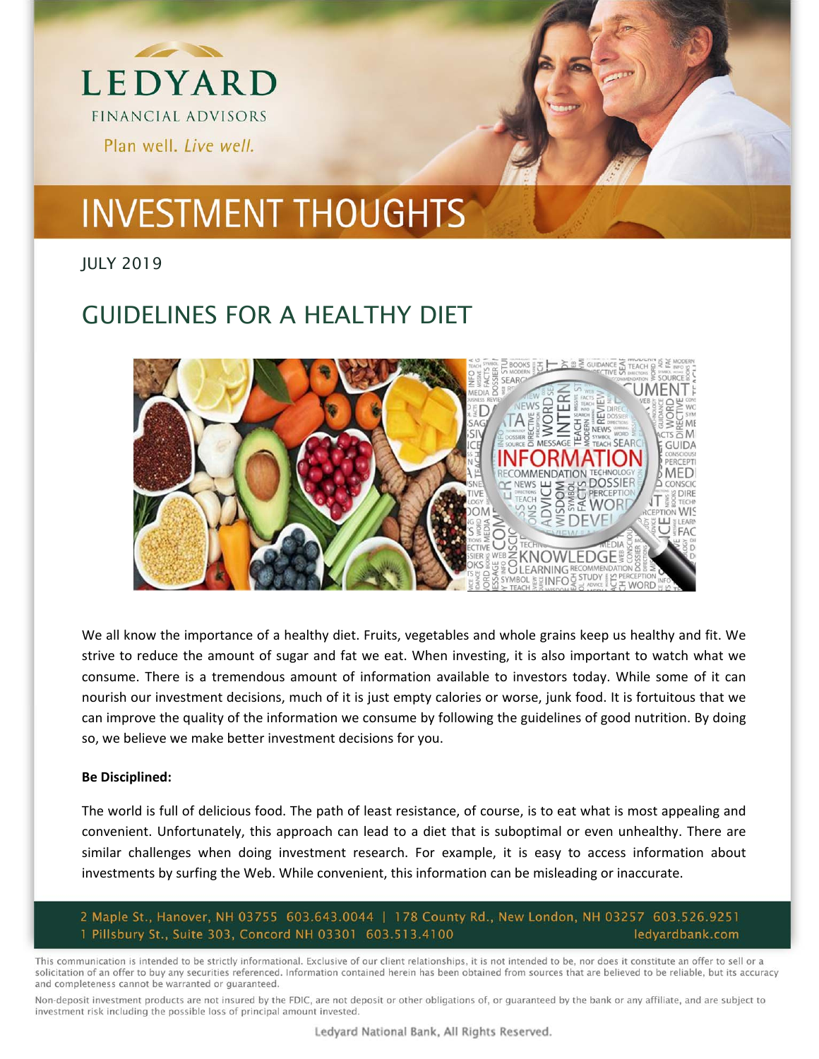LEDYARD

FINANCIAL ADVISORS

Plan well. *Live well.*

# INVESTMENT THOUGHTS

JULY 2019

## GUIDELINES FOR A HEALTHY DIET

We all know the importance of a healthy diet. Fruits, vegetables and whole grains keep us healthy and fit. We strive to reduce the amount of sugar and fat we eat. When investing, it is also important to watch what we consume. There is a tremendous amount of information available to investors today. While some of it can nourish our investment decisions, much of it is just empty calories or worse, junk food. It is fortuitous that we can improve the quality of the information we consume by following the guidelines of good nutrition. By doing so, we believe we make better investment decisions for you.

**Be Disciplined:**

The world is full of delicious food. The path of least resistance, of course, is to eat what is most appealing and convenient. Unfortunately, this approach can lead to a diet that is suboptimal or even unhealthy. There are similar challenges when doing investment research. For example, it is easy to access information about investments by surfing the Web. While convenient, this information can be misleading or inaccurate.

2 Maple St., Hanover, NH 03755 603.643.0044 | 178 County Rd., New London, NH 03257 603.526.9251
1 Pillsbury St., Suite 303, Concord NH 03301 603.513.4100 ledyardbank.com

This communication is intended to be strictly informational. Exclusive of our client relationships, it is not intended to be, nor does it constitute an offer to sell or a solicitation of an offer to buy any securities referenced. Information contained herein has been obtained from sources that are believed to be reliable, but its accuracy and completeness cannot be warranted or guaranteed.

Non-deposit investment products are not insured by the FDIC, are not deposit or other obligations of, or guaranteed by the bank or any affiliate, and are subject to investment risk including the possible loss of principal amount invested.

Ledyard National Bank, All Rights Reserved.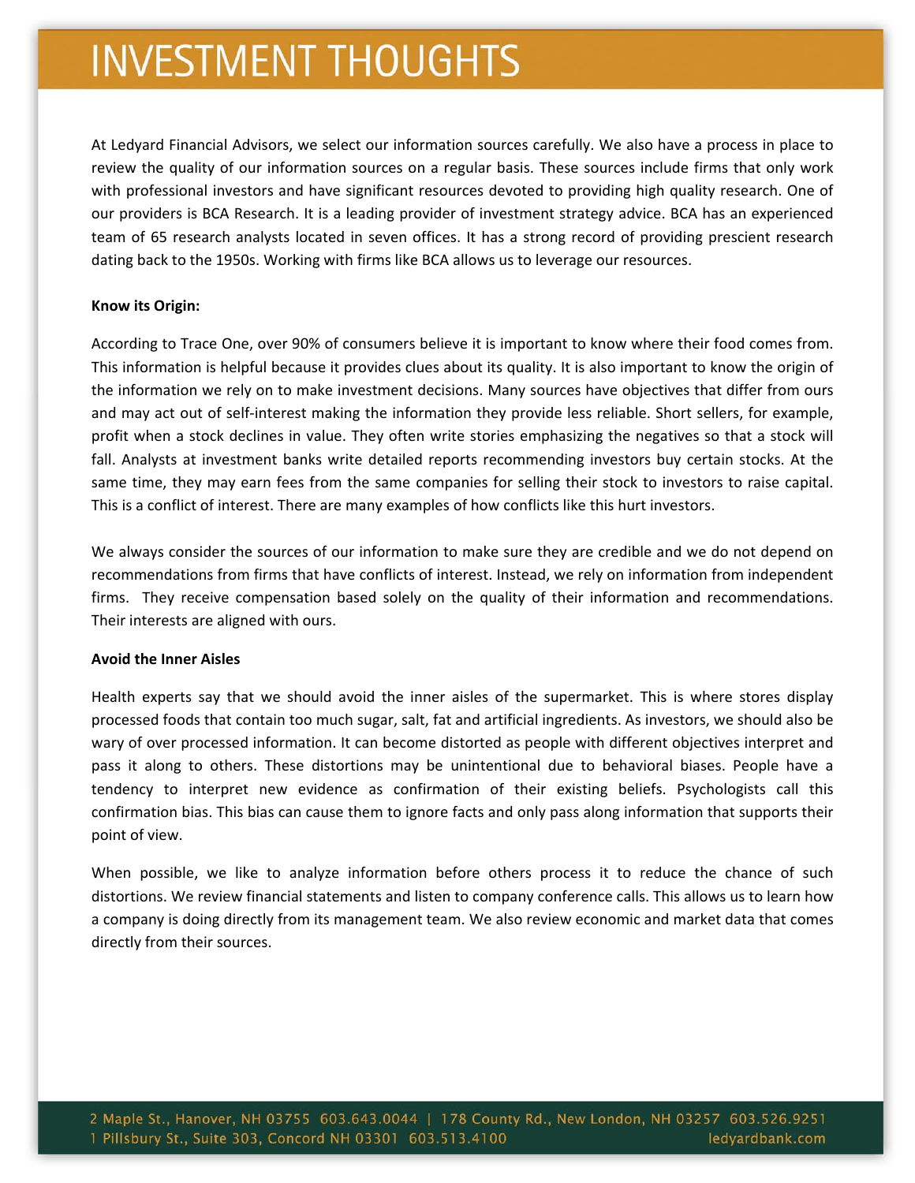At Ledyard Financial Advisors, we select our information sources carefully. We also have a process in place to review the quality of our information sources on a regular basis. These sources include firms that only work with professional investors and have significant resources devoted to providing high quality research. One of our providers is BCA Research. It is a leading provider of investment strategy advice. BCA has an experienced team of 65 research analysts located in seven offices. It has a strong record of providing prescient research dating back to the 1950s. Working with firms like BCA allows us to leverage our resources.

**Know its Origin:**

According to Trace One, over 90% of consumers believe it is important to know where their food comes from. This information is helpful because it provides clues about its quality. It is also important to know the origin of the information we rely on to make investment decisions. Many sources have objectives that differ from ours and may act out of self-interest making the information they provide less reliable. Short sellers, for example, profit when a stock declines in value. They often write stories emphasizing the negatives so that a stock will fall. Analysts at investment banks write detailed reports recommending investors buy certain stocks. At the same time, they may earn fees from the same companies for selling their stock to investors to raise capital. This is a conflict of interest. There are many examples of how conflicts like this hurt investors.

We always consider the sources of our information to make sure they are credible and we do not depend on recommendations from firms that have conflicts of interest. Instead, we rely on information from independent firms. They receive compensation based solely on the quality of their information and recommendations. Their interests are aligned with ours.

**Avoid the Inner Aisles**

Health experts say that we should avoid the inner aisles of the supermarket. This is where stores display processed foods that contain too much sugar, salt, fat and artificial ingredients. As investors, we should also be wary of over processed information. It can become distorted as people with different objectives interpret and pass it along to others. These distortions may be unintentional due to behavioral biases. People have a tendency to interpret new evidence as confirmation of their existing beliefs. Psychologists call this confirmation bias. This bias can cause them to ignore facts and only pass along information that supports their point of view.

When possible, we like to analyze information before others process it to reduce the chance of such distortions. We review financial statements and listen to company conference calls. This allows us to learn how a company is doing directly from its management team. We also review economic and market data that comes directly from their sources.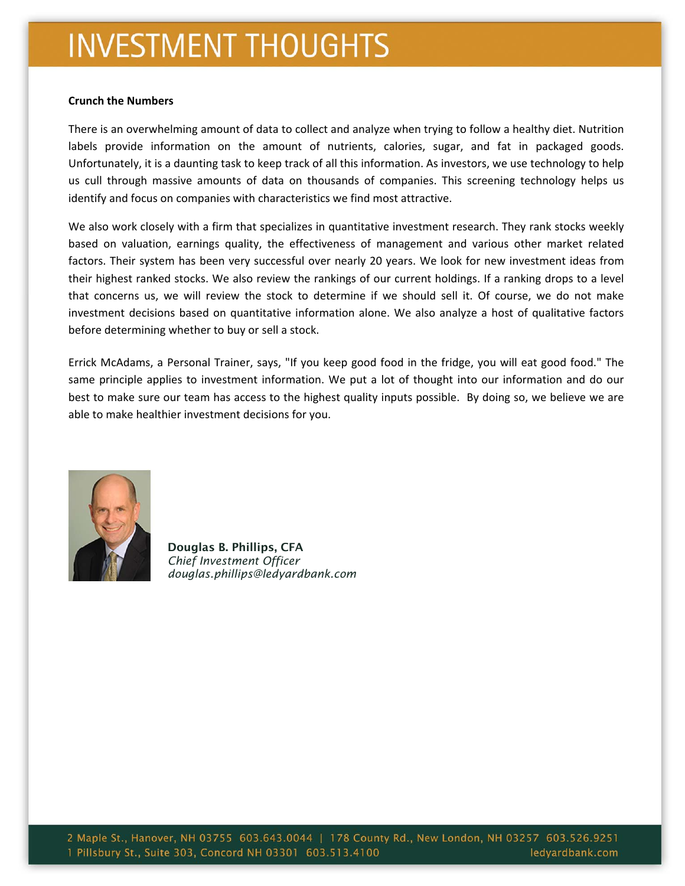# INVESTMENT THOUGHTS

**Crunch the Numbers**

There is an overwhelming amount of data to collect and analyze when trying to follow a healthy diet. Nutrition labels provide information on the amount of nutrients, calories, sugar, and fat in packaged goods. Unfortunately, it is a daunting task to keep track of all this information. As investors, we use technology to help us cull through massive amounts of data on thousands of companies. This screening technology helps us identify and focus on companies with characteristics we find most attractive.

We also work closely with a firm that specializes in quantitative investment research. They rank stocks weekly based on valuation, earnings quality, the effectiveness of management and various other market related factors. Their system has been very successful over nearly 20 years. We look for new investment ideas from their highest ranked stocks. We also review the rankings of our current holdings. If a ranking drops to a level that concerns us, we will review the stock to determine if we should sell it. Of course, we do not make investment decisions based on quantitative information alone. We also analyze a host of qualitative factors before determining whether to buy or sell a stock.

Errick McAdams, a Personal Trainer, says, "If you keep good food in the fridge, you will eat good food." The same principle applies to investment information. We put a lot of thought into our information and do our best to make sure our team has access to the highest quality inputs possible. By doing so, we believe we are able to make healthier investment decisions for you.

**Douglas B. Phillips, CFA**
*Chief Investment Officer*
*douglas.phillips@ledyardbank.com*

2 Maple St., Hanover, NH 03755 603.643.0044 | 178 County Rd., New London, NH 03257 603.526.9251
1 Pillsbury St., Suite 303, Concord NH 03301 603.513.4100 ledyardbank.com